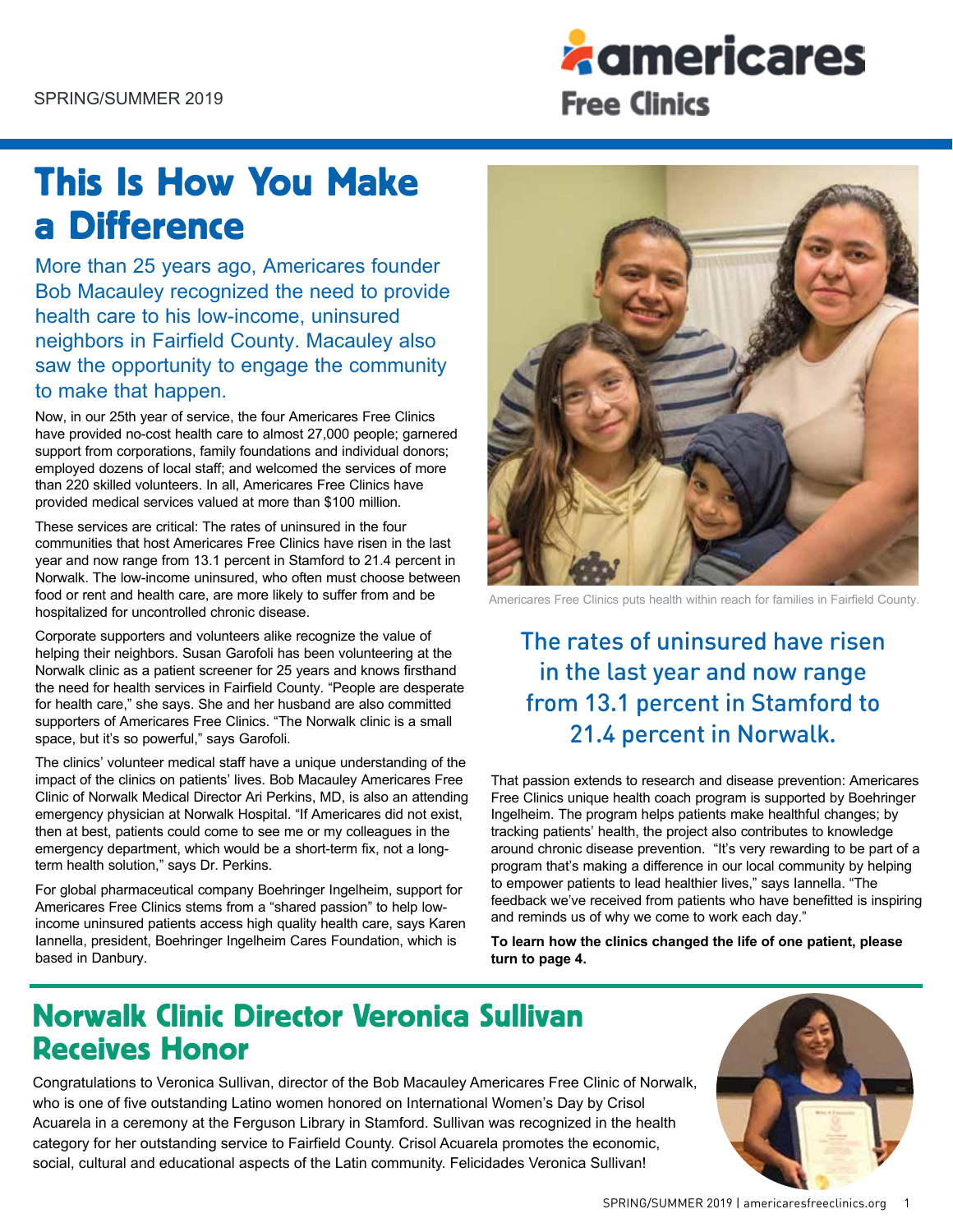SPRING/SUMMER 2019

**americares Free Clinics**

# This Is How You Make a Difference

More than 25 years ago, Americares founder Bob Macauley recognized the need to provide health care to his low-income, uninsured neighbors in Fairfield County. Macauley also saw the opportunity to engage the community to make that happen.

Now, in our 25th year of service, the four Americares Free Clinics have provided no-cost health care to almost 27,000 people; garnered support from corporations, family foundations and individual donors; employed dozens of local staff; and welcomed the services of more than 220 skilled volunteers. In all, Americares Free Clinics have provided medical services valued at more than $100 million.

These services are critical: The rates of uninsured in the four communities that host Americares Free Clinics have risen in the last year and now range from 13.1 percent in Stamford to 21.4 percent in Norwalk. The low-income uninsured, who often must choose between food or rent and health care, are more likely to suffer from and be hospitalized for uncontrolled chronic disease.

Corporate supporters and volunteers alike recognize the value of helping their neighbors. Susan Garofoli has been volunteering at the Norwalk clinic as a patient screener for 25 years and knows firsthand the need for health services in Fairfield County. "People are desperate for health care," she says. She and her husband are also committed supporters of Americares Free Clinics. "The Norwalk clinic is a small space, but it's so powerful," says Garofoli.

The clinics' volunteer medical staff have a unique understanding of the impact of the clinics on patients' lives. Bob Macauley Americares Free Clinic of Norwalk Medical Director Ari Perkins, MD, is also an attending emergency physician at Norwalk Hospital. "If Americares did not exist, then at best, patients could come to see me or my colleagues in the emergency department, which would be a short-term fix, not a long-term health solution," says Dr. Perkins.

For global pharmaceutical company Boehringer Ingelheim, support for Americares Free Clinics stems from a "shared passion" to help low-income uninsured patients access high quality health care, says Karen Iannella, president, Boehringer Ingelheim Cares Foundation, which is based in Danbury.

Americares Free Clinics puts health within reach for families in Fairfield County.

> The rates of uninsured have risen in the last year and now range from 13.1 percent in Stamford to 21.4 percent in Norwalk.

That passion extends to research and disease prevention: Americares Free Clinics unique health coach program is supported by Boehringer Ingelheim. The program helps patients make healthful changes; by tracking patients' health, the project also contributes to knowledge around chronic disease prevention. "It's very rewarding to be part of a program that's making a difference in our local community by helping to empower patients to lead healthier lives," says Iannella. "The feedback we've received from patients who have benefitted is inspiring and reminds us of why we come to work each day."

**To learn how the clinics changed the life of one patient, please turn to page 4.**

## Norwalk Clinic Director Veronica Sullivan Receives Honor

Congratulations to Veronica Sullivan, director of the Bob Macauley Americares Free Clinic of Norwalk, who is one of five outstanding Latino women honored on International Women's Day by Crisol Acuarela in a ceremony at the Ferguson Library in Stamford. Sullivan was recognized in the health category for her outstanding service to Fairfield County. Crisol Acuarela promotes the economic, social, cultural and educational aspects of the Latin community. Felicidades Veronica Sullivan!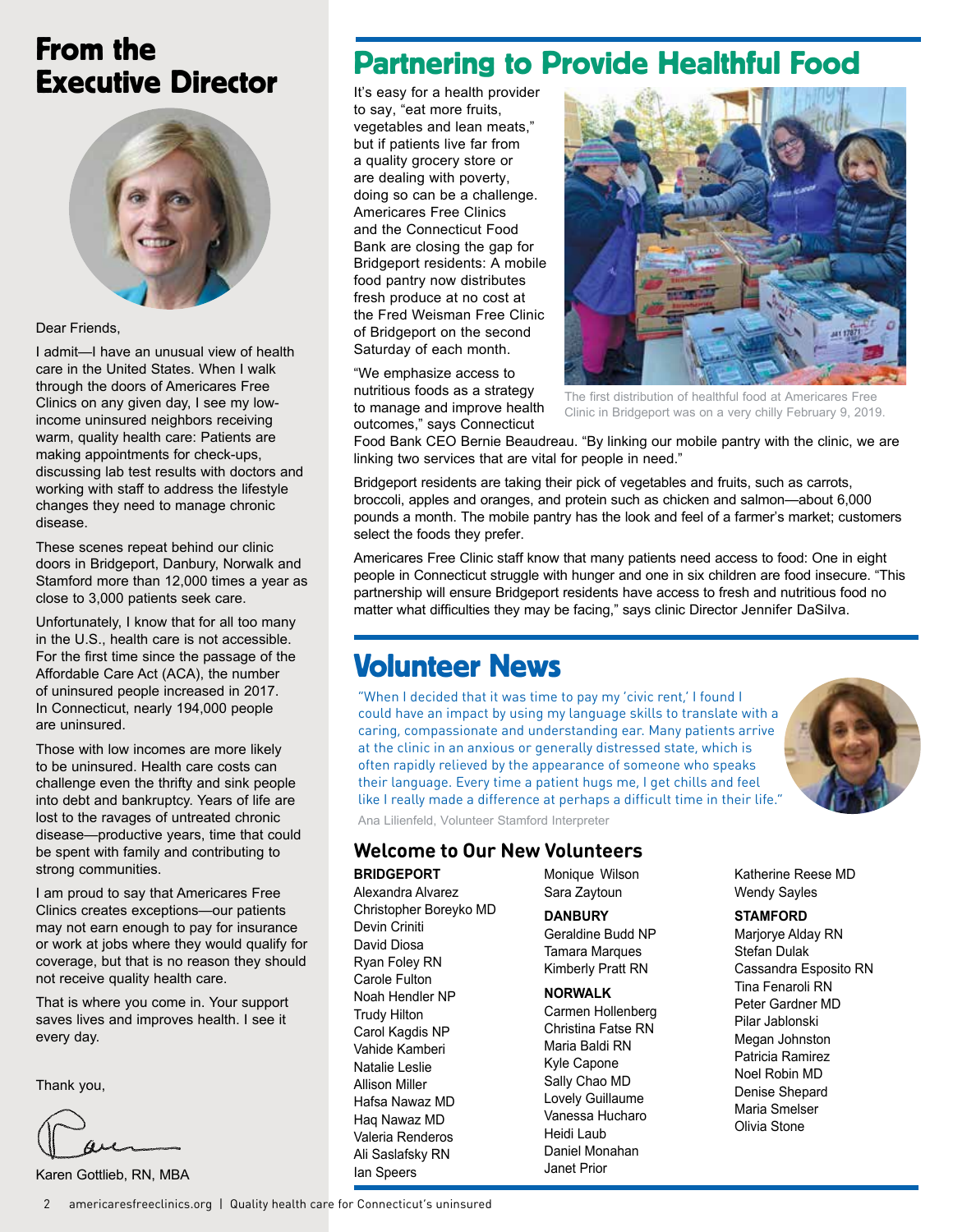## From the Executive Director

Dear Friends,

I admit—I have an unusual view of health care in the United States. When I walk through the doors of Americares Free Clinics on any given day, I see my low-income uninsured neighbors receiving warm, quality health care: Patients are making appointments for check-ups, discussing lab test results with doctors and working with staff to address the lifestyle changes they need to manage chronic disease.

These scenes repeat behind our clinic doors in Bridgeport, Danbury, Norwalk and Stamford more than 12,000 times a year as close to 3,000 patients seek care.

Unfortunately, I know that for all too many in the U.S., health care is not accessible. For the first time since the passage of the Affordable Care Act (ACA), the number of uninsured people increased in 2017. In Connecticut, nearly 194,000 people are uninsured.

Those with low incomes are more likely to be uninsured. Health care costs can challenge even the thrifty and sink people into debt and bankruptcy. Years of life are lost to the ravages of untreated chronic disease—productive years, time that could be spent with family and contributing to strong communities.

I am proud to say that Americares Free Clinics creates exceptions—our patients may not earn enough to pay for insurance or work at jobs where they would qualify for coverage, but that is no reason they should not receive quality health care.

That is where you come in. Your support saves lives and improves health. I see it every day.

Thank you,

Karen Gottlieb, RN, MBA

## Partnering to Provide Healthful Food

It's easy for a health provider to say, "eat more fruits, vegetables and lean meats," but if patients live far from a quality grocery store or are dealing with poverty, doing so can be a challenge. Americares Free Clinics and the Connecticut Food Bank are closing the gap for Bridgeport residents: A mobile food pantry now distributes fresh produce at no cost at the Fred Weisman Free Clinic of Bridgeport on the second Saturday of each month.

The first distribution of healthful food at Americares Free Clinic in Bridgeport was on a very chilly February 9, 2019.

"We emphasize access to nutritious foods as a strategy to manage and improve health outcomes," says Connecticut Food Bank CEO Bernie Beaudreau. "By linking our mobile pantry with the clinic, we are linking two services that are vital for people in need."

Bridgeport residents are taking their pick of vegetables and fruits, such as carrots, broccoli, apples and oranges, and protein such as chicken and salmon—about 6,000 pounds a month. The mobile pantry has the look and feel of a farmer's market; customers select the foods they prefer.

Americares Free Clinic staff know that many patients need access to food: One in eight people in Connecticut struggle with hunger and one in six children are food insecure. "This partnership will ensure Bridgeport residents have access to fresh and nutritious food no matter what difficulties they may be facing," says clinic Director Jennifer DaSilva.

## Volunteer News

"When I decided that it was time to pay my 'civic rent,' I found I could have an impact by using my language skills to translate with a caring, compassionate and understanding ear. Many patients arrive at the clinic in an anxious or generally distressed state, which is often rapidly relieved by the appearance of someone who speaks their language. Every time a patient hugs me, I get chills and feel like I really made a difference at perhaps a difficult time in their life."

Ana Lilienfeld, Volunteer Stamford Interpreter

### Welcome to Our New Volunteers

**BRIDGEPORT**
Alexandra Alvarez
Christopher Boreyko MD
Devin Criniti
David Diosa
Ryan Foley RN
Carole Fulton
Noah Hendler NP
Trudy Hilton
Carol Kagdis NP
Vahide Kamberi
Natalie Leslie
Allison Miller
Hafsa Nawaz MD
Haq Nawaz MD
Valeria Renderos
Ali Saslafsky RN
Ian Speers
Monique Wilson
Sara Zaytoun

**DANBURY**
Geraldine Budd NP
Tamara Marques
Kimberly Pratt RN

**NORWALK**
Carmen Hollenberg
Christina Fatse RN
Maria Baldi RN
Kyle Capone
Sally Chao MD
Lovely Guillaume
Vanessa Hucharo
Heidi Laub
Daniel Monahan
Janet Prior
Katherine Reese MD
Wendy Sayles

**STAMFORD**
Marjorye Alday RN
Stefan Dulak
Cassandra Esposito RN
Tina Fenaroli RN
Peter Gardner MD
Pilar Jablonski
Megan Johnston
Patricia Ramirez
Noel Robin MD
Denise Shepard
Maria Smelser
Olivia Stone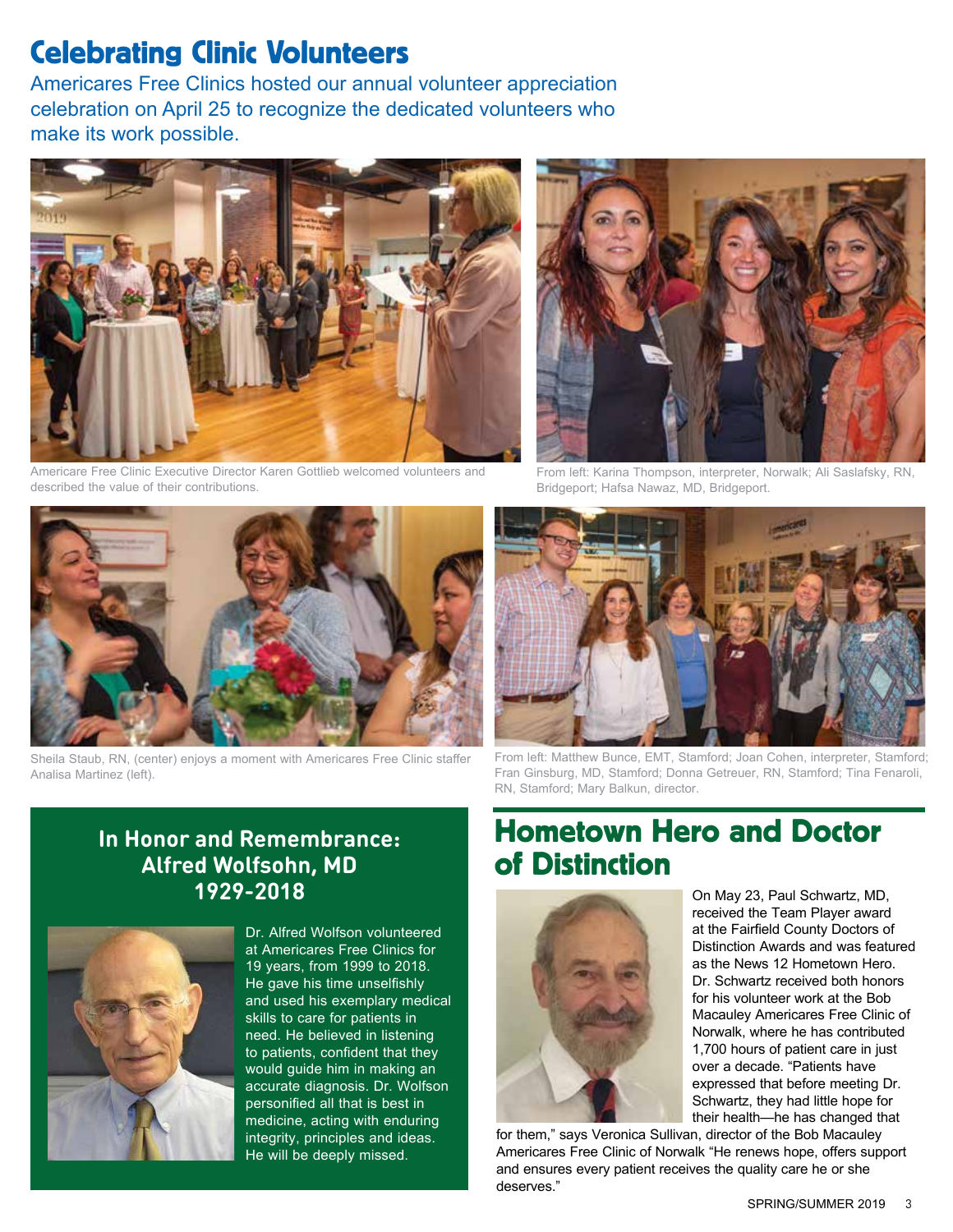# Celebrating Clinic Volunteers

Americares Free Clinics hosted our annual volunteer appreciation celebration on April 25 to recognize the dedicated volunteers who make its work possible.

Americare Free Clinic Executive Director Karen Gottlieb welcomed volunteers and described the value of their contributions.

From left: Karina Thompson, interpreter, Norwalk; Ali Saslafsky, RN, Bridgeport; Hafsa Nawaz, MD, Bridgeport.

Sheila Staub, RN, (center) enjoys a moment with Americares Free Clinic staffer Analisa Martinez (left).

From left: Matthew Bunce, EMT, Stamford; Joan Cohen, interpreter, Stamford; Fran Ginsburg, MD, Stamford; Donna Getreuer, RN, Stamford; Tina Fenaroli, RN, Stamford; Mary Balkun, director.

## In Honor and Remembrance: Alfred Wolfsohn, MD 1929-2018

Dr. Alfred Wolfson volunteered at Americares Free Clinics for 19 years, from 1999 to 2018. He gave his time unselfishly and used his exemplary medical skills to care for patients in need. He believed in listening to patients, confident that they would guide him in making an accurate diagnosis. Dr. Wolfson personified all that is best in medicine, acting with enduring integrity, principles and ideas. He will be deeply missed.

## Hometown Hero and Doctor of Distinction

On May 23, Paul Schwartz, MD, received the Team Player award at the Fairfield County Doctors of Distinction Awards and was featured as the News 12 Hometown Hero. Dr. Schwartz received both honors for his volunteer work at the Bob Macauley Americares Free Clinic of Norwalk, where he has contributed 1,700 hours of patient care in just over a decade. "Patients have expressed that before meeting Dr. Schwartz, they had little hope for their health—he has changed that for them," says Veronica Sullivan, director of the Bob Macauley Americares Free Clinic of Norwalk "He renews hope, offers support and ensures every patient receives the quality care he or she deserves."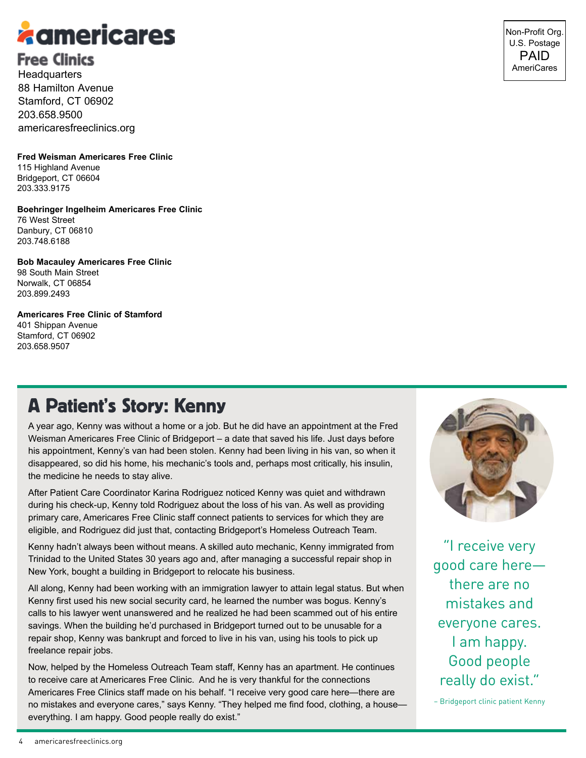# americares

## Free Clinics

Headquarters
88 Hamilton Avenue
Stamford, CT 06902
203.658.9500
americaresfreeclinics.org

Non-Profit Org.
U.S. Postage
PAID
AmeriCares

**Fred Weisman Americares Free Clinic**
115 Highland Avenue
Bridgeport, CT 06604
203.333.9175

**Boehringer Ingelheim Americares Free Clinic**
76 West Street
Danbury, CT 06810
203.748.6188

**Bob Macauley Americares Free Clinic**
98 South Main Street
Norwalk, CT 06854
203.899.2493

**Americares Free Clinic of Stamford**
401 Shippan Avenue
Stamford, CT 06902
203.658.9507

## A Patient's Story: Kenny

A year ago, Kenny was without a home or a job. But he did have an appointment at the Fred Weisman Americares Free Clinic of Bridgeport – a date that saved his life. Just days before his appointment, Kenny's van had been stolen. Kenny had been living in his van, so when it disappeared, so did his home, his mechanic's tools and, perhaps most critically, his insulin, the medicine he needs to stay alive.

After Patient Care Coordinator Karina Rodriguez noticed Kenny was quiet and withdrawn during his check-up, Kenny told Rodriguez about the loss of his van. As well as providing primary care, Americares Free Clinic staff connect patients to services for which they are eligible, and Rodriguez did just that, contacting Bridgeport's Homeless Outreach Team.

Kenny hadn't always been without means. A skilled auto mechanic, Kenny immigrated from Trinidad to the United States 30 years ago and, after managing a successful repair shop in New York, bought a building in Bridgeport to relocate his business.

All along, Kenny had been working with an immigration lawyer to attain legal status. But when Kenny first used his new social security card, he learned the number was bogus. Kenny's calls to his lawyer went unanswered and he realized he had been scammed out of his entire savings. When the building he'd purchased in Bridgeport turned out to be unusable for a repair shop, Kenny was bankrupt and forced to live in his van, using his tools to pick up freelance repair jobs.

Now, helped by the Homeless Outreach Team staff, Kenny has an apartment. He continues to receive care at Americares Free Clinic. And he is very thankful for the connections Americares Free Clinics staff made on his behalf. "I receive very good care here—there are no mistakes and everyone cares," says Kenny. "They helped me find food, clothing, a house—everything. I am happy. Good people really do exist."

"I receive very good care here—there are no mistakes and everyone cares. I am happy. Good people really do exist."

– Bridgeport clinic patient Kenny